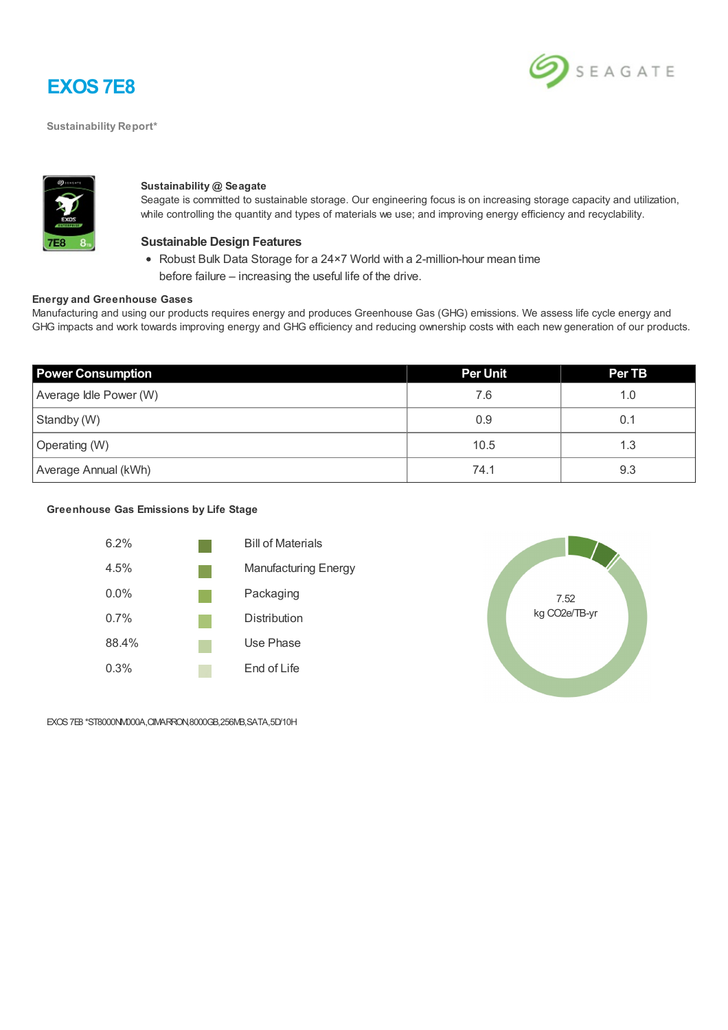# EXOS 7E8

SEAGATE

Sustainability Report*

**Sustainability @ Seagate**
Seagate is committed to sustainable storage. Our engineering focus is on increasing storage capacity and utilization, while controlling the quantity and types of materials we use; and improving energy efficiency and recyclability.

### Sustainable Design Features

- Robust Bulk Data Storage for a 24×7 World with a 2-million-hour mean time before failure – increasing the useful life of the drive.

**Energy and Greenhouse Gases**
Manufacturing and using our products requires energy and produces Greenhouse Gas (GHG) emissions. We assess life cycle energy and GHG impacts and work towards improving energy and GHG efficiency and reducing ownership costs with each new generation of our products.

| Power Consumption | Per Unit | Per TB |
|---|---|---|
| Average Idle Power (W) | 7.6 | 1.0 |
| Standby (W) | 0.9 | 0.1 |
| Operating (W) | 10.5 | 1.3 |
| Average Annual (kWh) | 74.1 | 9.3 |

**Greenhouse Gas Emissions by Life Stage**

| % | Life Stage |
|---|---|
| 6.2% | Bill of Materials |
| 4.5% | Manufacturing Energy |
| 0.0% | Packaging |
| 0.7% | Distribution |
| 88.4% | Use Phase |
| 0.3% | End of Life |

7.52
kg CO2e/TB-yr

EXOS 7E8 *ST8000NM000A,CIMARRON,8000GB,256MB,SATA,5D/10H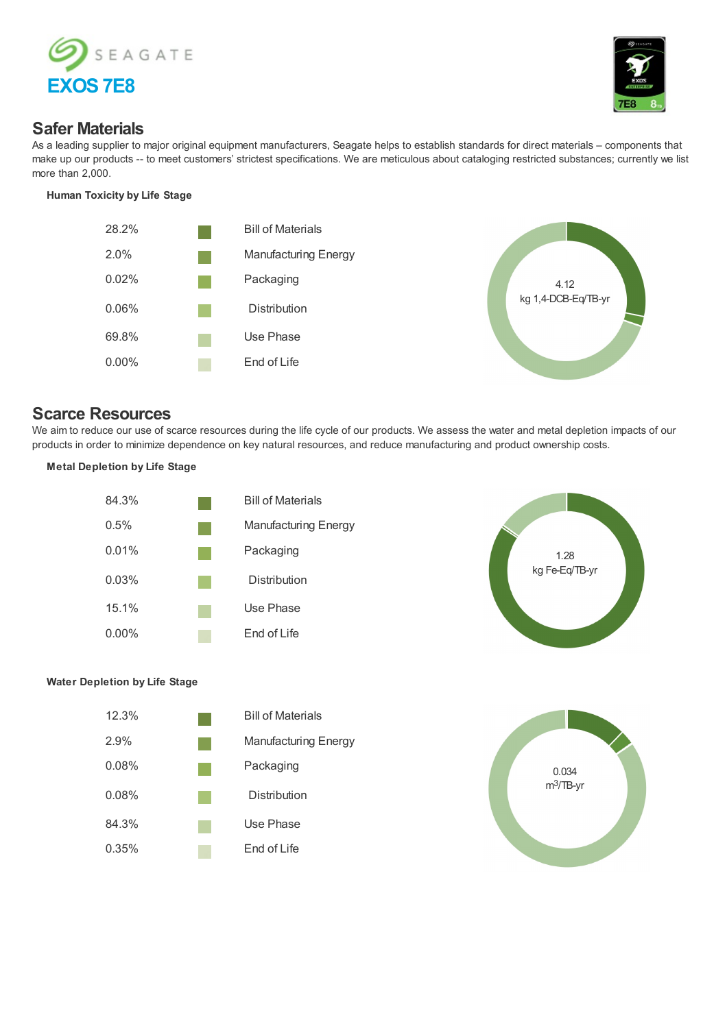# SEAGATE

## EXOS 7E8

## Safer Materials

As a leading supplier to major original equipment manufacturers, Seagate helps to establish standards for direct materials – components that make up our products -- to meet customers' strictest specifications. We are meticulous about cataloging restricted substances; currently we list more than 2,000.

### Human Toxicity by Life Stage

| Percentage | Life Stage |
|---|---|
| 28.2% | Bill of Materials |
| 2.0% | Manufacturing Energy |
| 0.02% | Packaging |
| 0.06% | Distribution |
| 69.8% | Use Phase |
| 0.00% | End of Life |

4.12 kg 1,4-DCB-Eq/TB-yr

## Scarce Resources

We aim to reduce our use of scarce resources during the life cycle of our products. We assess the water and metal depletion impacts of our products in order to minimize dependence on key natural resources, and reduce manufacturing and product ownership costs.

### Metal Depletion by Life Stage

| Percentage | Life Stage |
|---|---|
| 84.3% | Bill of Materials |
| 0.5% | Manufacturing Energy |
| 0.01% | Packaging |
| 0.03% | Distribution |
| 15.1% | Use Phase |
| 0.00% | End of Life |

1.28 kg Fe-Eq/TB-yr

### Water Depletion by Life Stage

| Percentage | Life Stage |
|---|---|
| 12.3% | Bill of Materials |
| 2.9% | Manufacturing Energy |
| 0.08% | Packaging |
| 0.08% | Distribution |
| 84.3% | Use Phase |
| 0.35% | End of Life |

0.034 $m^3$/TB-yr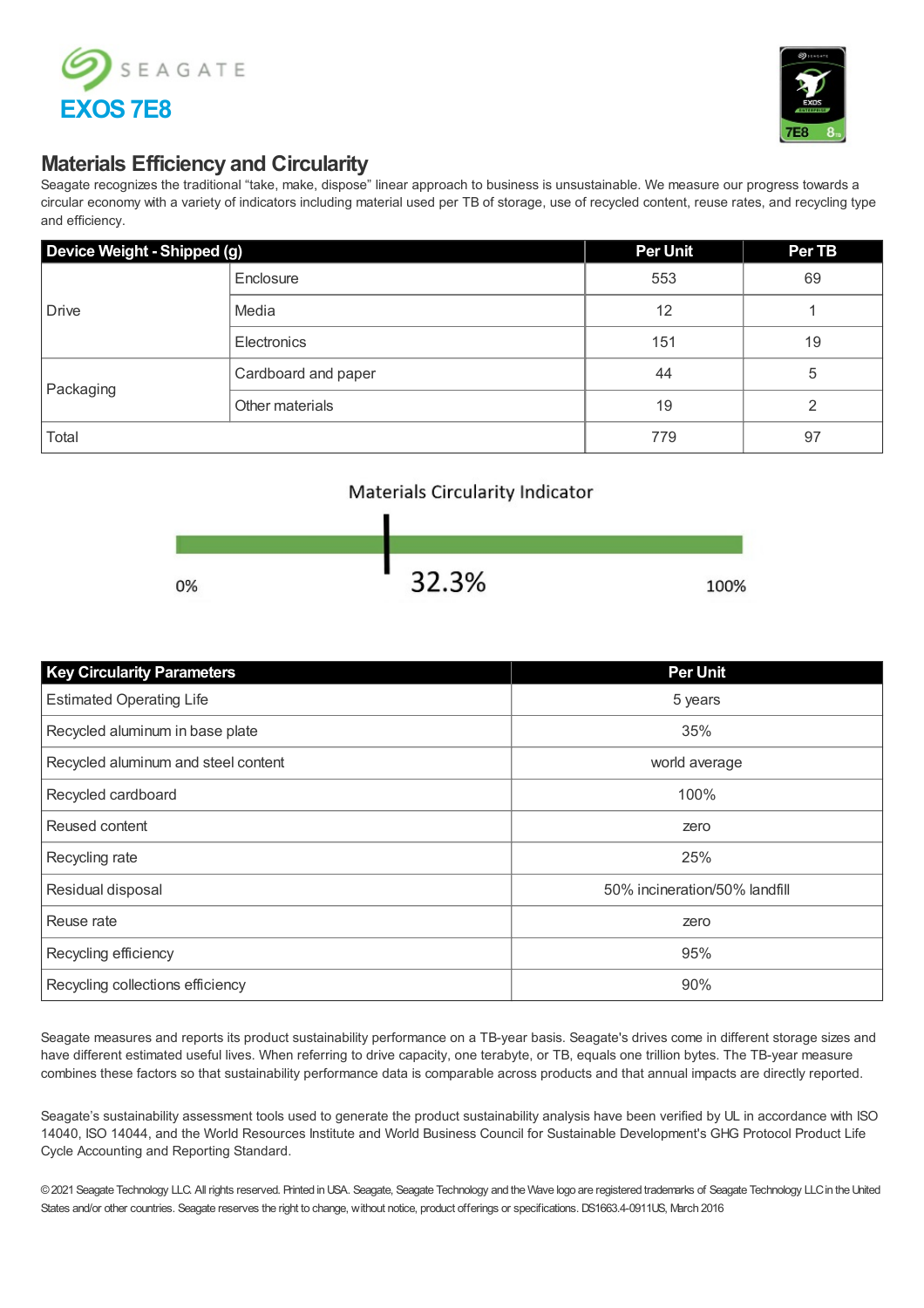SEAGATE

**EXOS 7E8**

## Materials Efficiency and Circularity

Seagate recognizes the traditional "take, make, dispose" linear approach to business is unsustainable. We measure our progress towards a circular economy with a variety of indicators including material used per TB of storage, use of recycled content, reuse rates, and recycling type and efficiency.

| Device Weight - Shipped (g) | | Per Unit | Per TB |
|---|---|---|---|
| Drive | Enclosure | 553 | 69 |
| | Media | 12 | 1 |
| | Electronics | 151 | 19 |
| Packaging | Cardboard and paper | 44 | 5 |
| | Other materials | 19 | 2 |
| Total | | 779 | 97 |

Materials Circularity Indicator

0%

32.3%

100%

| Key Circularity Parameters | Per Unit |
|---|---|
| Estimated Operating Life | 5 years |
| Recycled aluminum in base plate | 35% |
| Recycled aluminum and steel content | world average |
| Recycled cardboard | 100% |
| Reused content | zero |
| Recycling rate | 25% |
| Residual disposal | 50% incineration/50% landfill |
| Reuse rate | zero |
| Recycling efficiency | 95% |
| Recycling collections efficiency | 90% |

Seagate measures and reports its product sustainability performance on a TB-year basis. Seagate's drives come in different storage sizes and have different estimated useful lives. When referring to drive capacity, one terabyte, or TB, equals one trillion bytes. The TB-year measure combines these factors so that sustainability performance data is comparable across products and that annual impacts are directly reported.

Seagate's sustainability assessment tools used to generate the product sustainability analysis have been verified by UL in accordance with ISO 14040, ISO 14044, and the World Resources Institute and World Business Council for Sustainable Development's GHG Protocol Product Life Cycle Accounting and Reporting Standard.

© 2021 Seagate Technology LLC. All rights reserved. Printed in USA. Seagate, Seagate Technology and the Wave logo are registered trademarks of Seagate Technology LLC in the United States and/or other countries. Seagate reserves the right to change, without notice, product offerings or specifications. DS1663.4-0911US, March 2016